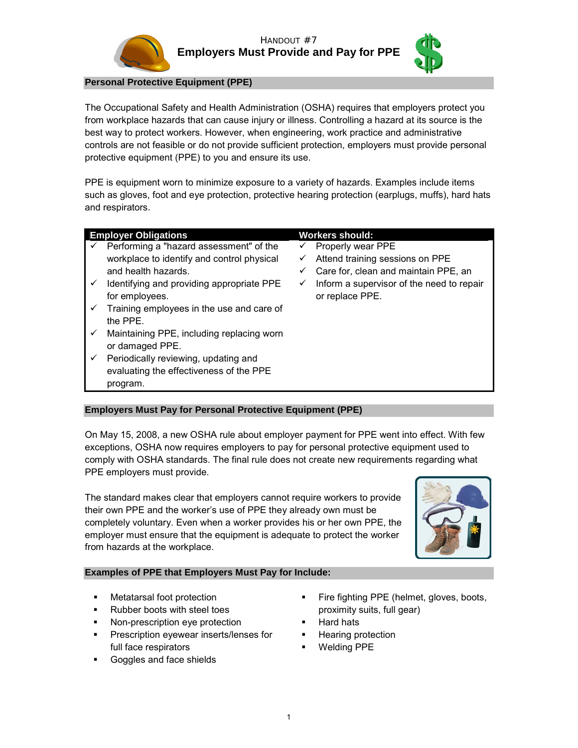HANDOUT #7

# Employers Must Provide and Pay for PPE

## Personal Protective Equipment (PPE)

The Occupational Safety and Health Administration (OSHA) requires that employers protect you from workplace hazards that can cause injury or illness. Controlling a hazard at its source is the best way to protect workers. However, when engineering, work practice and administrative controls are not feasible or do not provide sufficient protection, employers must provide personal protective equipment (PPE) to you and ensure its use.

PPE is equipment worn to minimize exposure to a variety of hazards. Examples include items such as gloves, foot and eye protection, protective hearing protection (earplugs, muffs), hard hats and respirators.

| Employer Obligations | Workers should: |
|---|---|
| ✓ Performing a "hazard assessment" of the workplace to identify and control physical and health hazards.<br>✓ Identifying and providing appropriate PPE for employees.<br>✓ Training employees in the use and care of the PPE.<br>✓ Maintaining PPE, including replacing worn or damaged PPE.<br>✓ Periodically reviewing, updating and evaluating the effectiveness of the PPE program. | ✓ Properly wear PPE<br>✓ Attend training sessions on PPE<br>✓ Care for, clean and maintain PPE, an<br>✓ Inform a supervisor of the need to repair or replace PPE. |

## Employers Must Pay for Personal Protective Equipment (PPE)

On May 15, 2008, a new OSHA rule about employer payment for PPE went into effect. With few exceptions, OSHA now requires employers to pay for personal protective equipment used to comply with OSHA standards. The final rule does not create new requirements regarding what PPE employers must provide.

The standard makes clear that employers cannot require workers to provide their own PPE and the worker's use of PPE they already own must be completely voluntary. Even when a worker provides his or her own PPE, the employer must ensure that the equipment is adequate to protect the worker from hazards at the workplace.

## Examples of PPE that Employers Must Pay for Include:

- Metatarsal foot protection
- Rubber boots with steel toes
- Non-prescription eye protection
- Prescription eyewear inserts/lenses for full face respirators
- Goggles and face shields
- Fire fighting PPE (helmet, gloves, boots, proximity suits, full gear)
- Hard hats
- Hearing protection
- Welding PPE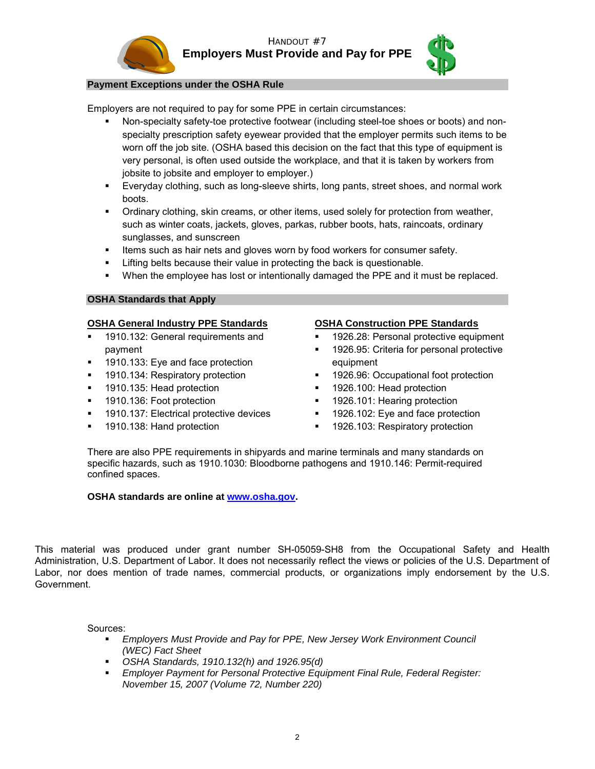HANDOUT #7

# Employers Must Provide and Pay for PPE

## Payment Exceptions under the OSHA Rule

Employers are not required to pay for some PPE in certain circumstances:

- Non-specialty safety-toe protective footwear (including steel-toe shoes or boots) and non-specialty prescription safety eyewear provided that the employer permits such items to be worn off the job site. (OSHA based this decision on the fact that this type of equipment is very personal, is often used outside the workplace, and that it is taken by workers from jobsite to jobsite and employer to employer.)
- Everyday clothing, such as long-sleeve shirts, long pants, street shoes, and normal work boots.
- Ordinary clothing, skin creams, or other items, used solely for protection from weather, such as winter coats, jackets, gloves, parkas, rubber boots, hats, raincoats, ordinary sunglasses, and sunscreen
- Items such as hair nets and gloves worn by food workers for consumer safety.
- Lifting belts because their value in protecting the back is questionable.
- When the employee has lost or intentionally damaged the PPE and it must be replaced.

## OSHA Standards that Apply

### OSHA General Industry PPE Standards

- 1910.132: General requirements and payment
- 1910.133: Eye and face protection
- 1910.134: Respiratory protection
- 1910.135: Head protection
- 1910.136: Foot protection
- 1910.137: Electrical protective devices
- 1910.138: Hand protection

### OSHA Construction PPE Standards

- 1926.28: Personal protective equipment
- 1926.95: Criteria for personal protective equipment
- 1926.96: Occupational foot protection
- 1926.100: Head protection
- 1926.101: Hearing protection
- 1926.102: Eye and face protection
- 1926.103: Respiratory protection

There are also PPE requirements in shipyards and marine terminals and many standards on specific hazards, such as 1910.1030: Bloodborne pathogens and 1910.146: Permit-required confined spaces.

**OSHA standards are online at www.osha.gov.**

This material was produced under grant number SH-05059-SH8 from the Occupational Safety and Health Administration, U.S. Department of Labor. It does not necessarily reflect the views or policies of the U.S. Department of Labor, nor does mention of trade names, commercial products, or organizations imply endorsement by the U.S. Government.

Sources:

- *Employers Must Provide and Pay for PPE, New Jersey Work Environment Council (WEC) Fact Sheet*
- *OSHA Standards, 1910.132(h) and 1926.95(d)*
- *Employer Payment for Personal Protective Equipment Final Rule, Federal Register: November 15, 2007 (Volume 72, Number 220)*